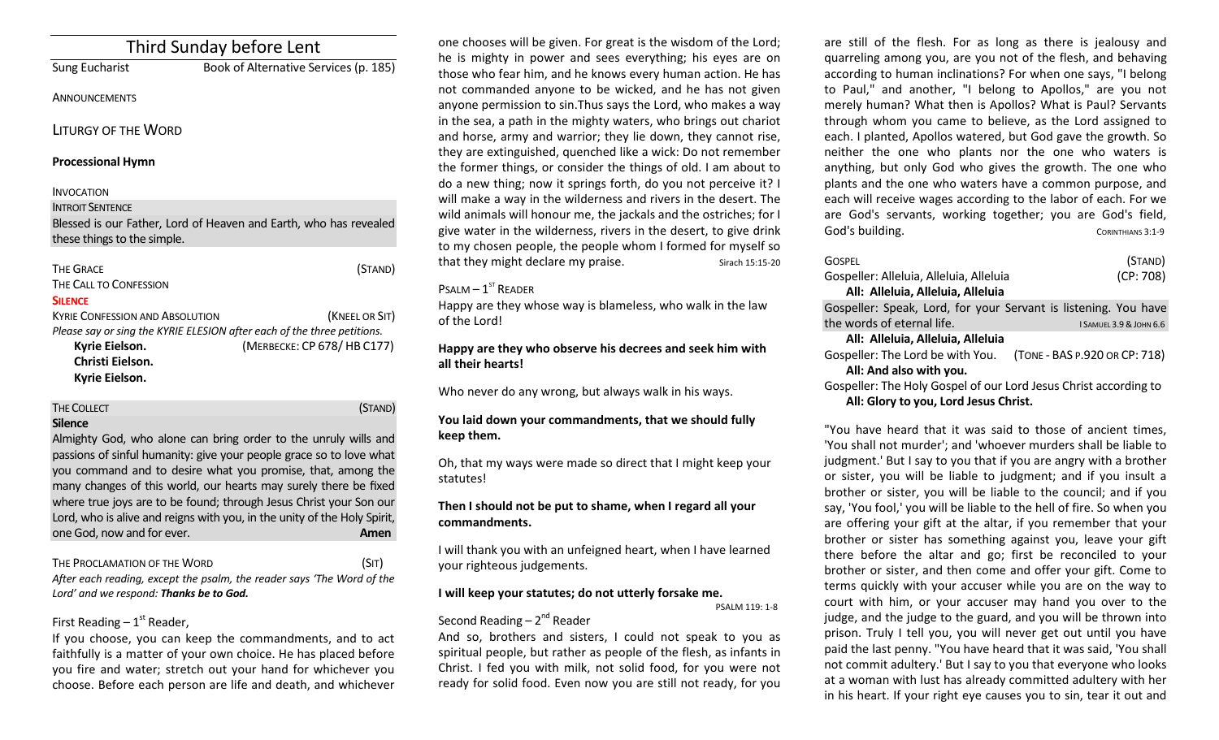# Third Sunday before Lent

Sung Eucharist — Book of Alternative Services (p. 185)

ANNOUNCEMENTS

## LITURGY OF THE WORD

**Processional Hymn**

INVOCATION

INTROIT SENTENCE

Blessed is our Father, Lord of Heaven and Earth, who has revealed these things to the simple.

THE GRACE (STAND)

THE CALL TO CONFESSION

**SILENCE**

KYRIE CONFESSION AND ABSOLUTION (KNEEL OR SIT)

*Please say or sing the KYRIE ELESION after each of the three petitions.*

**Kyrie Eielson.** (MERBECKE: CP 678/ HB C177)
**Christi Eielson.**
**Kyrie Eielson.**

THE COLLECT (STAND)

**Silence**

Almighty God, who alone can bring order to the unruly wills and passions of sinful humanity: give your people grace so to love what you command and to desire what you promise, that, among the many changes of this world, our hearts may surely there be fixed where true joys are to be found; through Jesus Christ your Son our Lord, who is alive and reigns with you, in the unity of the Holy Spirit, one God, now and for ever. **Amen**

THE PROCLAMATION OF THE WORD (SIT)

*After each reading, except the psalm, the reader says 'The Word of the Lord' and we respond: **Thanks be to God.***

First Reading – 1st Reader,

If you choose, you can keep the commandments, and to act faithfully is a matter of your own choice. He has placed before you fire and water; stretch out your hand for whichever you choose. Before each person are life and death, and whichever one chooses will be given. For great is the wisdom of the Lord; he is mighty in power and sees everything; his eyes are on those who fear him, and he knows every human action. He has not commanded anyone to be wicked, and he has not given anyone permission to sin.Thus says the Lord, who makes a way in the sea, a path in the mighty waters, who brings out chariot and horse, army and warrior; they lie down, they cannot rise, they are extinguished, quenched like a wick: Do not remember the former things, or consider the things of old. I am about to do a new thing; now it springs forth, do you not perceive it? I will make a way in the wilderness and rivers in the desert. The wild animals will honour me, the jackals and the ostriches; for I give water in the wilderness, rivers in the desert, to give drink to my chosen people, the people whom I formed for myself so that they might declare my praise. SIRACH 15:15-20

PSALM – 1ST READER

Happy are they whose way is blameless, who walk in the law of the Lord!

**Happy are they who observe his decrees and seek him with all their hearts!**

Who never do any wrong, but always walk in his ways.

**You laid down your commandments, that we should fully keep them.**

Oh, that my ways were made so direct that I might keep your statutes!

**Then I should not be put to shame, when I regard all your commandments.**

I will thank you with an unfeigned heart, when I have learned your righteous judgements.

**I will keep your statutes; do not utterly forsake me.**

PSALM 119: 1-8

Second Reading – 2nd Reader

And so, brothers and sisters, I could not speak to you as spiritual people, but rather as people of the flesh, as infants in Christ. I fed you with milk, not solid food, for you were not ready for solid food. Even now you are still not ready, for you are still of the flesh. For as long as there is jealousy and quarreling among you, are you not of the flesh, and behaving according to human inclinations? For when one says, "I belong to Paul," and another, "I belong to Apollos," are you not merely human? What then is Apollos? What is Paul? Servants through whom you came to believe, as the Lord assigned to each. I planted, Apollos watered, but God gave the growth. So neither the one who plants nor the one who waters is anything, but only God who gives the growth. The one who plants and the one who waters have a common purpose, and each will receive wages according to the labor of each. For we are God's servants, working together; you are God's field, God's building. CORINTHIANS 3:1-9

GOSPEL (STAND)

Gospeller: Alleluia, Alleluia, Alleluia (CP: 708)
**All: Alleluia, Alleluia, Alleluia**

Gospeller: Speak, Lord, for your Servant is listening. You have the words of eternal life. I SAMUEL 3.9 & JOHN 6.6
**All: Alleluia, Alleluia, Alleluia**

Gospeller: The Lord be with You. (TONE - BAS P.920 OR CP: 718)
**All: And also with you.**

Gospeller: The Holy Gospel of our Lord Jesus Christ according to
**All: Glory to you, Lord Jesus Christ.**

"You have heard that it was said to those of ancient times, 'You shall not murder'; and 'whoever murders shall be liable to judgment.' But I say to you that if you are angry with a brother or sister, you will be liable to judgment; and if you insult a brother or sister, you will be liable to the council; and if you say, 'You fool,' you will be liable to the hell of fire. So when you are offering your gift at the altar, if you remember that your brother or sister has something against you, leave your gift there before the altar and go; first be reconciled to your brother or sister, and then come and offer your gift. Come to terms quickly with your accuser while you are on the way to court with him, or your accuser may hand you over to the judge, and the judge to the guard, and you will be thrown into prison. Truly I tell you, you will never get out until you have paid the last penny. "You have heard that it was said, 'You shall not commit adultery.' But I say to you that everyone who looks at a woman with lust has already committed adultery with her in his heart. If your right eye causes you to sin, tear it out and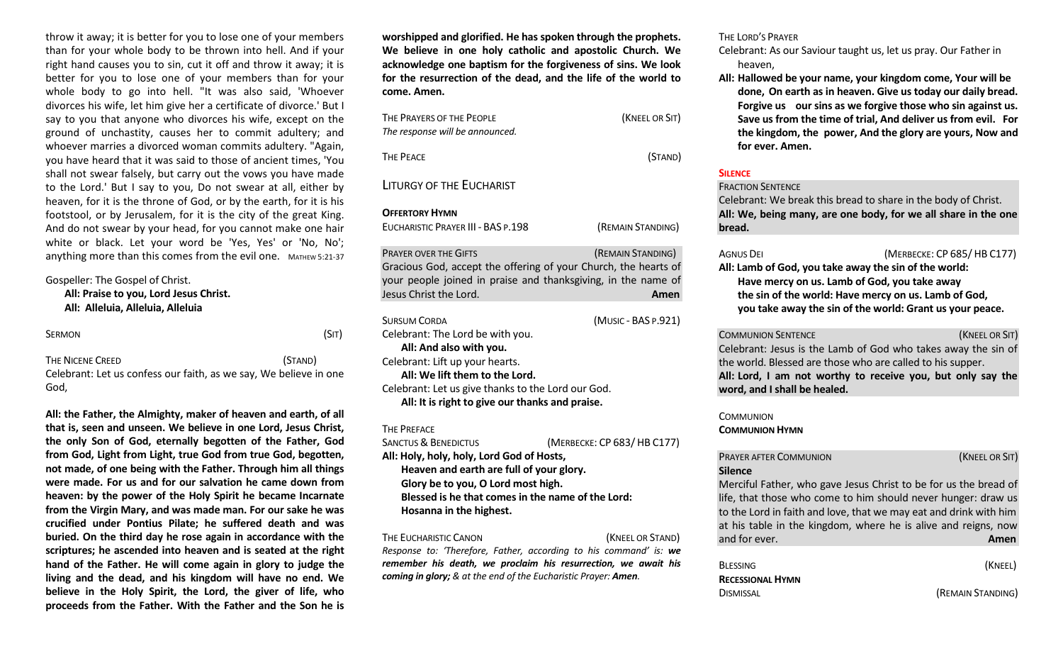throw it away; it is better for you to lose one of your members than for your whole body to be thrown into hell. And if your right hand causes you to sin, cut it off and throw it away; it is better for you to lose one of your members than for your whole body to go into hell. "It was also said, 'Whoever divorces his wife, let him give her a certificate of divorce.' But I say to you that anyone who divorces his wife, except on the ground of unchastity, causes her to commit adultery; and whoever marries a divorced woman commits adultery. "Again, you have heard that it was said to those of ancient times, 'You shall not swear falsely, but carry out the vows you have made to the Lord.' But I say to you, Do not swear at all, either by heaven, for it is the throne of God, or by the earth, for it is his footstool, or by Jerusalem, for it is the city of the great King. And do not swear by your head, for you cannot make one hair white or black. Let your word be 'Yes, Yes' or 'No, No'; anything more than this comes from the evil one. MATHEW 5:21-37

Gospeller: The Gospel of Christ.
**All: Praise to you, Lord Jesus Christ.**
**All: Alleluia, Alleluia, Alleluia**

SERMON (SIT)

THE NICENE CREED (STAND)

Celebrant: Let us confess our faith, as we say, We believe in one God,

**All: the Father, the Almighty, maker of heaven and earth, of all that is, seen and unseen. We believe in one Lord, Jesus Christ, the only Son of God, eternally begotten of the Father, God from God, Light from Light, true God from true God, begotten, not made, of one being with the Father. Through him all things were made. For us and for our salvation he came down from heaven: by the power of the Holy Spirit he became Incarnate from the Virgin Mary, and was made man. For our sake he was crucified under Pontius Pilate; he suffered death and was buried. On the third day he rose again in accordance with the scriptures; he ascended into heaven and is seated at the right hand of the Father. He will come again in glory to judge the living and the dead, and his kingdom will have no end. We believe in the Holy Spirit, the Lord, the giver of life, who proceeds from the Father. With the Father and the Son he is worshipped and glorified. He has spoken through the prophets. We believe in one holy catholic and apostolic Church. We acknowledge one baptism for the forgiveness of sins. We look for the resurrection of the dead, and the life of the world to come. Amen.**

THE PRAYERS OF THE PEOPLE (KNEEL OR SIT)
*The response will be announced.*

THE PEACE (STAND)

## LITURGY OF THE EUCHARIST

**OFFERTORY HYMN**
EUCHARISTIC PRAYER III - BAS P.198 (REMAIN STANDING)

PRAYER OVER THE GIFTS (REMAIN STANDING)
Gracious God, accept the offering of your Church, the hearts of your people joined in praise and thanksgiving, in the name of Jesus Christ the Lord. **Amen**

SURSUM CORDA (MUSIC - BAS P.921)
Celebrant: The Lord be with you.
**All: And also with you.**
Celebrant: Lift up your hearts.
**All: We lift them to the Lord.**
Celebrant: Let us give thanks to the Lord our God.
**All: It is right to give our thanks and praise.**

THE PREFACE
SANCTUS & BENEDICTUS (MERBECKE: CP 683/ HB C177)
**All: Holy, holy, holy, Lord God of Hosts,
Heaven and earth are full of your glory.
Glory be to you, O Lord most high.
Blessed is he that comes in the name of the Lord:
Hosanna in the highest.**

THE EUCHARISTIC CANON (KNEEL OR STAND)
*Response to: 'Therefore, Father, according to his command' is:* ***we remember his death, we proclaim his resurrection, we await his coming in glory;*** *& at the end of the Eucharistic Prayer:* ***Amen****.*

THE LORD'S PRAYER
Celebrant: As our Saviour taught us, let us pray. Our Father in heaven,
**All: Hallowed be your name, your kingdom come, Your will be done, On earth as in heaven. Give us today our daily bread. Forgive us our sins as we forgive those who sin against us. Save us from the time of trial, And deliver us from evil. For the kingdom, the power, And the glory are yours, Now and for ever. Amen.**

**SILENCE**

FRACTION SENTENCE
Celebrant: We break this bread to share in the body of Christ.
**All: We, being many, are one body, for we all share in the one bread.**

AGNUS DEI (MERBECKE: CP 685/ HB C177)
**All: Lamb of God, you take away the sin of the world:
Have mercy on us. Lamb of God, you take away
the sin of the world: Have mercy on us. Lamb of God,
you take away the sin of the world: Grant us your peace.**

COMMUNION SENTENCE (KNEEL OR SIT)
Celebrant: Jesus is the Lamb of God who takes away the sin of the world. Blessed are those who are called to his supper.
**All: Lord, I am not worthy to receive you, but only say the word, and I shall be healed.**

COMMUNION
**COMMUNION HYMN**

PRAYER AFTER COMMUNION (KNEEL OR SIT)
**Silence**
Merciful Father, who gave Jesus Christ to be for us the bread of life, that those who come to him should never hunger: draw us to the Lord in faith and love, that we may eat and drink with him at his table in the kingdom, where he is alive and reigns, now and for ever. **Amen**

BLESSING (KNEEL)
**RECESSIONAL HYMN**
DISMISSAL (REMAIN STANDING)